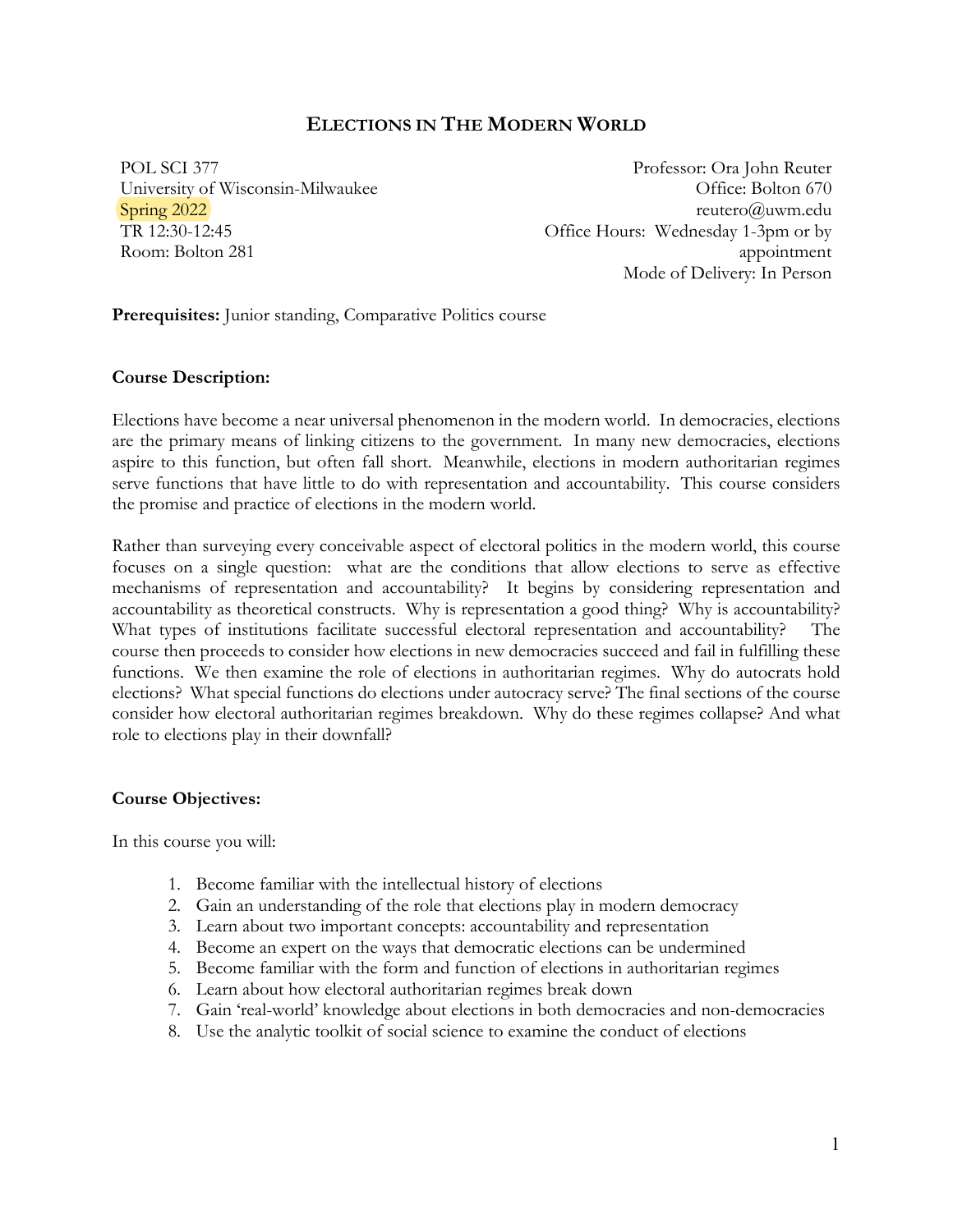# ELECTIONS IN THE MODERN WORLD

POL SCI 377
University of Wisconsin-Milwaukee
Spring 2022
TR 12:30-12:45
Room: Bolton 281

Professor: Ora John Reuter
Office: Bolton 670
reutero@uwm.edu
Office Hours: Wednesday 1-3pm or by appointment
Mode of Delivery: In Person

**Prerequisites:** Junior standing, Comparative Politics course

**Course Description:**

Elections have become a near universal phenomenon in the modern world. In democracies, elections are the primary means of linking citizens to the government. In many new democracies, elections aspire to this function, but often fall short. Meanwhile, elections in modern authoritarian regimes serve functions that have little to do with representation and accountability. This course considers the promise and practice of elections in the modern world.

Rather than surveying every conceivable aspect of electoral politics in the modern world, this course focuses on a single question: what are the conditions that allow elections to serve as effective mechanisms of representation and accountability? It begins by considering representation and accountability as theoretical constructs. Why is representation a good thing? Why is accountability? What types of institutions facilitate successful electoral representation and accountability? The course then proceeds to consider how elections in new democracies succeed and fail in fulfilling these functions. We then examine the role of elections in authoritarian regimes. Why do autocrats hold elections? What special functions do elections under autocracy serve? The final sections of the course consider how electoral authoritarian regimes breakdown. Why do these regimes collapse? And what role to elections play in their downfall?

**Course Objectives:**

In this course you will:

1. Become familiar with the intellectual history of elections
2. Gain an understanding of the role that elections play in modern democracy
3. Learn about two important concepts: accountability and representation
4. Become an expert on the ways that democratic elections can be undermined
5. Become familiar with the form and function of elections in authoritarian regimes
6. Learn about how electoral authoritarian regimes break down
7. Gain 'real-world' knowledge about elections in both democracies and non-democracies
8. Use the analytic toolkit of social science to examine the conduct of elections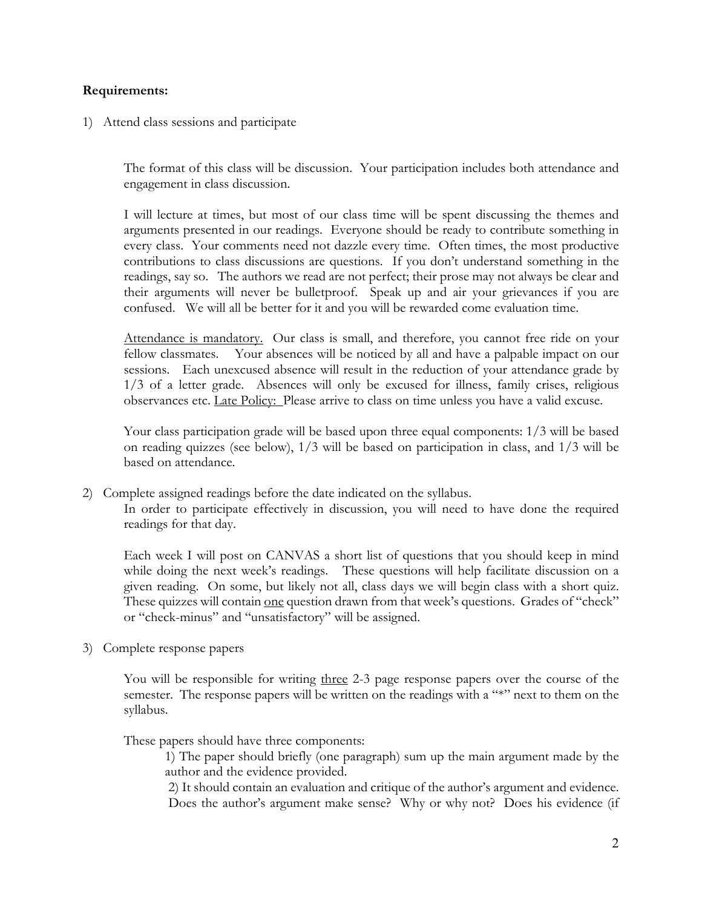**Requirements:**

1) Attend class sessions and participate

The format of this class will be discussion. Your participation includes both attendance and engagement in class discussion.

I will lecture at times, but most of our class time will be spent discussing the themes and arguments presented in our readings. Everyone should be ready to contribute something in every class. Your comments need not dazzle every time. Often times, the most productive contributions to class discussions are questions. If you don't understand something in the readings, say so. The authors we read are not perfect; their prose may not always be clear and their arguments will never be bulletproof. Speak up and air your grievances if you are confused. We will all be better for it and you will be rewarded come evaluation time.

<u>Attendance is mandatory.</u> Our class is small, and therefore, you cannot free ride on your fellow classmates. Your absences will be noticed by all and have a palpable impact on our sessions. Each unexcused absence will result in the reduction of your attendance grade by 1/3 of a letter grade. Absences will only be excused for illness, family crises, religious observances etc. <u>Late Policy:</u> Please arrive to class on time unless you have a valid excuse.

Your class participation grade will be based upon three equal components: 1/3 will be based on reading quizzes (see below), 1/3 will be based on participation in class, and 1/3 will be based on attendance.

2) Complete assigned readings before the date indicated on the syllabus.
   In order to participate effectively in discussion, you will need to have done the required readings for that day.

   Each week I will post on CANVAS a short list of questions that you should keep in mind while doing the next week's readings. These questions will help facilitate discussion on a given reading. On some, but likely not all, class days we will begin class with a short quiz. These quizzes will contain <u>one</u> question drawn from that week's questions. Grades of "check" or "check-minus" and "unsatisfactory" will be assigned.

3) Complete response papers

   You will be responsible for writing <u>three</u> 2-3 page response papers over the course of the semester. The response papers will be written on the readings with a "*" next to them on the syllabus.

   These papers should have three components:

   1) The paper should briefly (one paragraph) sum up the main argument made by the author and the evidence provided.
   2) It should contain an evaluation and critique of the author's argument and evidence. Does the author's argument make sense? Why or why not? Does his evidence (if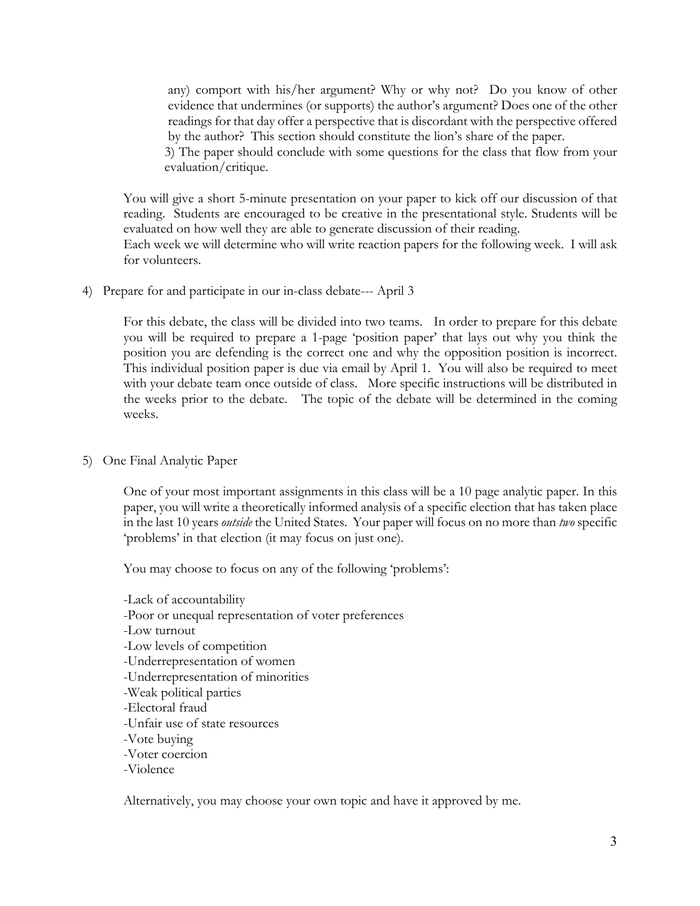any) comport with his/her argument? Why or why not? Do you know of other evidence that undermines (or supports) the author's argument? Does one of the other readings for that day offer a perspective that is discordant with the perspective offered by the author? This section should constitute the lion's share of the paper.

3) The paper should conclude with some questions for the class that flow from your evaluation/critique.

You will give a short 5-minute presentation on your paper to kick off our discussion of that reading. Students are encouraged to be creative in the presentational style. Students will be evaluated on how well they are able to generate discussion of their reading.
Each week we will determine who will write reaction papers for the following week. I will ask for volunteers.

4) Prepare for and participate in our in-class debate--- April 3

   For this debate, the class will be divided into two teams. In order to prepare for this debate you will be required to prepare a 1-page 'position paper' that lays out why you think the position you are defending is the correct one and why the opposition position is incorrect. This individual position paper is due via email by April 1. You will also be required to meet with your debate team once outside of class. More specific instructions will be distributed in the weeks prior to the debate. The topic of the debate will be determined in the coming weeks.

5) One Final Analytic Paper

   One of your most important assignments in this class will be a 10 page analytic paper. In this paper, you will write a theoretically informed analysis of a specific election that has taken place in the last 10 years *outside* the United States. Your paper will focus on no more than *two* specific 'problems' in that election (it may focus on just one).

   You may choose to focus on any of the following 'problems':

   -Lack of accountability
   -Poor or unequal representation of voter preferences
   -Low turnout
   -Low levels of competition
   -Underrepresentation of women
   -Underrepresentation of minorities
   -Weak political parties
   -Electoral fraud
   -Unfair use of state resources
   -Vote buying
   -Voter coercion
   -Violence

   Alternatively, you may choose your own topic and have it approved by me.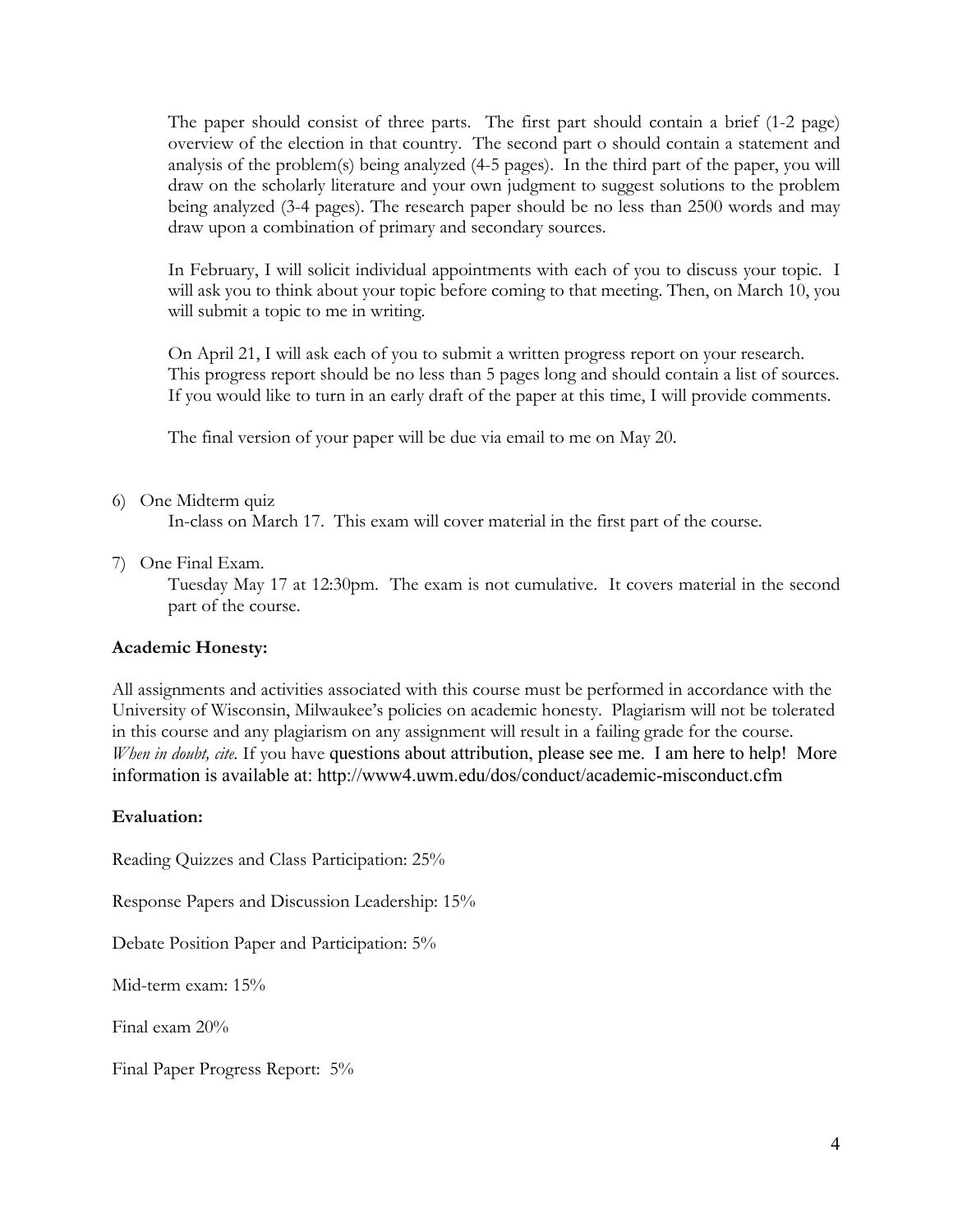The paper should consist of three parts. The first part should contain a brief (1-2 page) overview of the election in that country. The second part o should contain a statement and analysis of the problem(s) being analyzed (4-5 pages). In the third part of the paper, you will draw on the scholarly literature and your own judgment to suggest solutions to the problem being analyzed (3-4 pages). The research paper should be no less than 2500 words and may draw upon a combination of primary and secondary sources.

In February, I will solicit individual appointments with each of you to discuss your topic. I will ask you to think about your topic before coming to that meeting. Then, on March 10, you will submit a topic to me in writing.

On April 21, I will ask each of you to submit a written progress report on your research. This progress report should be no less than 5 pages long and should contain a list of sources. If you would like to turn in an early draft of the paper at this time, I will provide comments.

The final version of your paper will be due via email to me on May 20.

6) One Midterm quiz
   In-class on March 17. This exam will cover material in the first part of the course.

7) One Final Exam.
   Tuesday May 17 at 12:30pm. The exam is not cumulative. It covers material in the second part of the course.

**Academic Honesty:**

All assignments and activities associated with this course must be performed in accordance with the University of Wisconsin, Milwaukee's policies on academic honesty. Plagiarism will not be tolerated in this course and any plagiarism on any assignment will result in a failing grade for the course. *When in doubt, cite.* If you have questions about attribution, please see me. I am here to help! More information is available at: http://www4.uwm.edu/dos/conduct/academic-misconduct.cfm

**Evaluation:**

Reading Quizzes and Class Participation: 25%

Response Papers and Discussion Leadership: 15%

Debate Position Paper and Participation: 5%

Mid-term exam: 15%

Final exam 20%

Final Paper Progress Report: 5%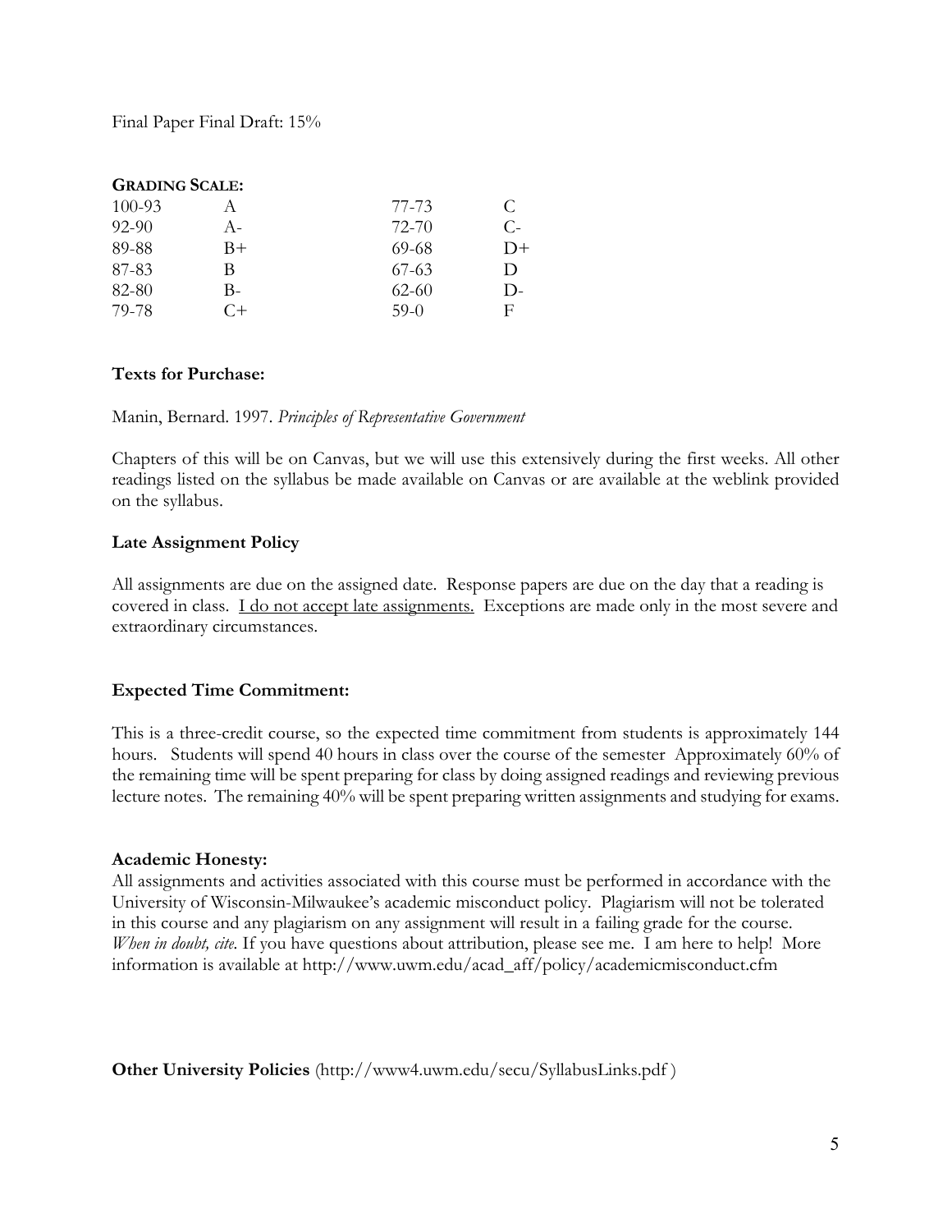Final Paper Final Draft: 15%

**GRADING SCALE:**

| | | | |
|---|---|---|---|
| 100-93 | A | 77-73 | C |
| 92-90 | A- | 72-70 | C- |
| 89-88 | B+ | 69-68 | D+ |
| 87-83 | B | 67-63 | D |
| 82-80 | B- | 62-60 | D- |
| 79-78 | C+ | 59-0 | F |

**Texts for Purchase:**

Manin, Bernard. 1997. *Principles of Representative Government*

Chapters of this will be on Canvas, but we will use this extensively during the first weeks. All other readings listed on the syllabus be made available on Canvas or are available at the weblink provided on the syllabus.

**Late Assignment Policy**

All assignments are due on the assigned date. Response papers are due on the day that a reading is covered in class. <u>I do not accept late assignments.</u> Exceptions are made only in the most severe and extraordinary circumstances.

**Expected Time Commitment:**

This is a three-credit course, so the expected time commitment from students is approximately 144 hours. Students will spend 40 hours in class over the course of the semester Approximately 60% of the remaining time will be spent preparing for class by doing assigned readings and reviewing previous lecture notes. The remaining 40% will be spent preparing written assignments and studying for exams.

**Academic Honesty:**

All assignments and activities associated with this course must be performed in accordance with the University of Wisconsin-Milwaukee's academic misconduct policy. Plagiarism will not be tolerated in this course and any plagiarism on any assignment will result in a failing grade for the course. *When in doubt, cite.* If you have questions about attribution, please see me. I am here to help! More information is available at http://www.uwm.edu/acad_aff/policy/academicmisconduct.cfm

**Other University Policies** (http://www4.uwm.edu/secu/SyllabusLinks.pdf )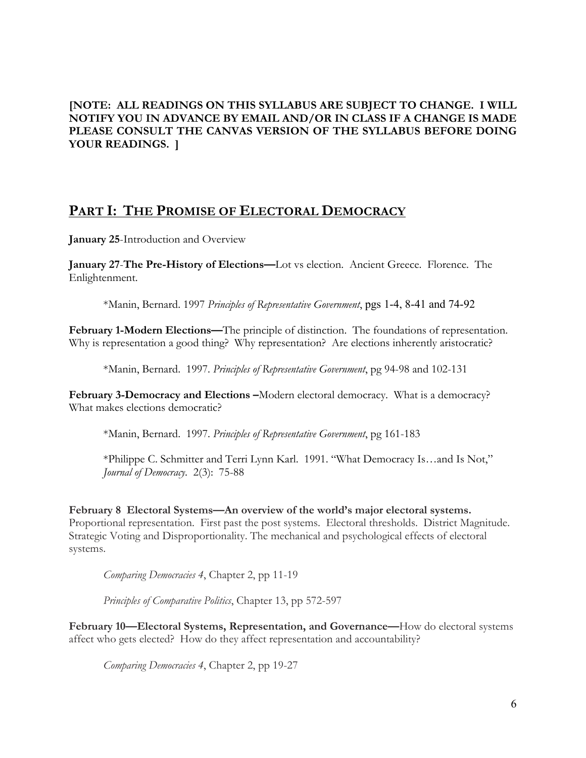**[NOTE: ALL READINGS ON THIS SYLLABUS ARE SUBJECT TO CHANGE. I WILL NOTIFY YOU IN ADVANCE BY EMAIL AND/OR IN CLASS IF A CHANGE IS MADE PLEASE CONSULT THE CANVAS VERSION OF THE SYLLABUS BEFORE DOING YOUR READINGS. ]**

## PART I: THE PROMISE OF ELECTORAL DEMOCRACY

**January 25**-Introduction and Overview

**January 27**-**The Pre-History of Elections—**Lot vs election. Ancient Greece. Florence. The Enlightenment.

> *Manin, Bernard. 1997 *Principles of Representative Government*, pgs 1-4, 8-41 and 74-92

**February 1-Modern Elections—**The principle of distinction. The foundations of representation. Why is representation a good thing? Why representation? Are elections inherently aristocratic?

> *Manin, Bernard. 1997. *Principles of Representative Government*, pg 94-98 and 102-131

**February 3-Democracy and Elections –**Modern electoral democracy. What is a democracy? What makes elections democratic?

> *Manin, Bernard. 1997. *Principles of Representative Government*, pg 161-183
>
> *Philippe C. Schmitter and Terri Lynn Karl. 1991. "What Democracy Is…and Is Not," *Journal of Democracy*. 2(3): 75-88

**February 8 Electoral Systems—An overview of the world's major electoral systems.** Proportional representation. First past the post systems. Electoral thresholds. District Magnitude. Strategic Voting and Disproportionality. The mechanical and psychological effects of electoral systems.

> *Comparing Democracies 4*, Chapter 2, pp 11-19
>
> *Principles of Comparative Politics*, Chapter 13, pp 572-597

**February 10—Electoral Systems, Representation, and Governance—**How do electoral systems affect who gets elected? How do they affect representation and accountability?

> *Comparing Democracies 4*, Chapter 2, pp 19-27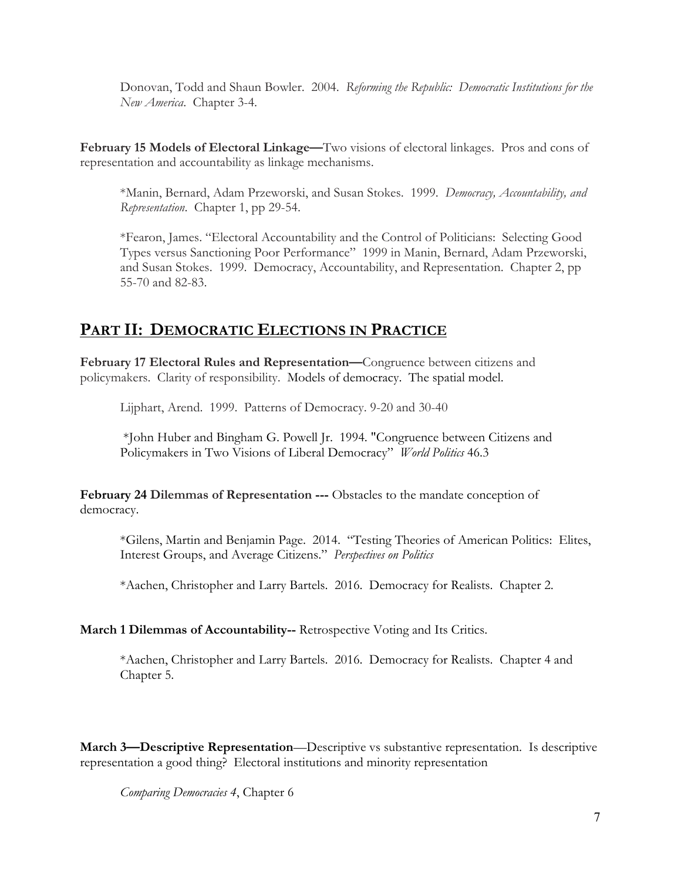Donovan, Todd and Shaun Bowler. 2004. *Reforming the Republic: Democratic Institutions for the New America*. Chapter 3-4.

**February 15 Models of Electoral Linkage—**Two visions of electoral linkages. Pros and cons of representation and accountability as linkage mechanisms.

*Manin, Bernard, Adam Przeworski, and Susan Stokes. 1999. *Democracy, Accountability, and Representation*. Chapter 1, pp 29-54.

*Fearon, James. "Electoral Accountability and the Control of Politicians: Selecting Good Types versus Sanctioning Poor Performance" 1999 in Manin, Bernard, Adam Przeworski, and Susan Stokes. 1999. Democracy, Accountability, and Representation. Chapter 2, pp 55-70 and 82-83.

## PART II: DEMOCRATIC ELECTIONS IN PRACTICE

**February 17 Electoral Rules and Representation—**Congruence between citizens and policymakers. Clarity of responsibility. Models of democracy. The spatial model.

Lijphart, Arend. 1999. Patterns of Democracy. 9-20 and 30-40

*John Huber and Bingham G. Powell Jr. 1994. "Congruence between Citizens and Policymakers in Two Visions of Liberal Democracy" *World Politics* 46.3

**February 24 Dilemmas of Representation ---** Obstacles to the mandate conception of democracy.

*Gilens, Martin and Benjamin Page. 2014. "Testing Theories of American Politics: Elites, Interest Groups, and Average Citizens." *Perspectives on Politics*

*Aachen, Christopher and Larry Bartels. 2016. Democracy for Realists. Chapter 2.

**March 1 Dilemmas of Accountability--** Retrospective Voting and Its Critics.

*Aachen, Christopher and Larry Bartels. 2016. Democracy for Realists. Chapter 4 and Chapter 5.

**March 3—Descriptive Representation**—Descriptive vs substantive representation. Is descriptive representation a good thing? Electoral institutions and minority representation

*Comparing Democracies 4*, Chapter 6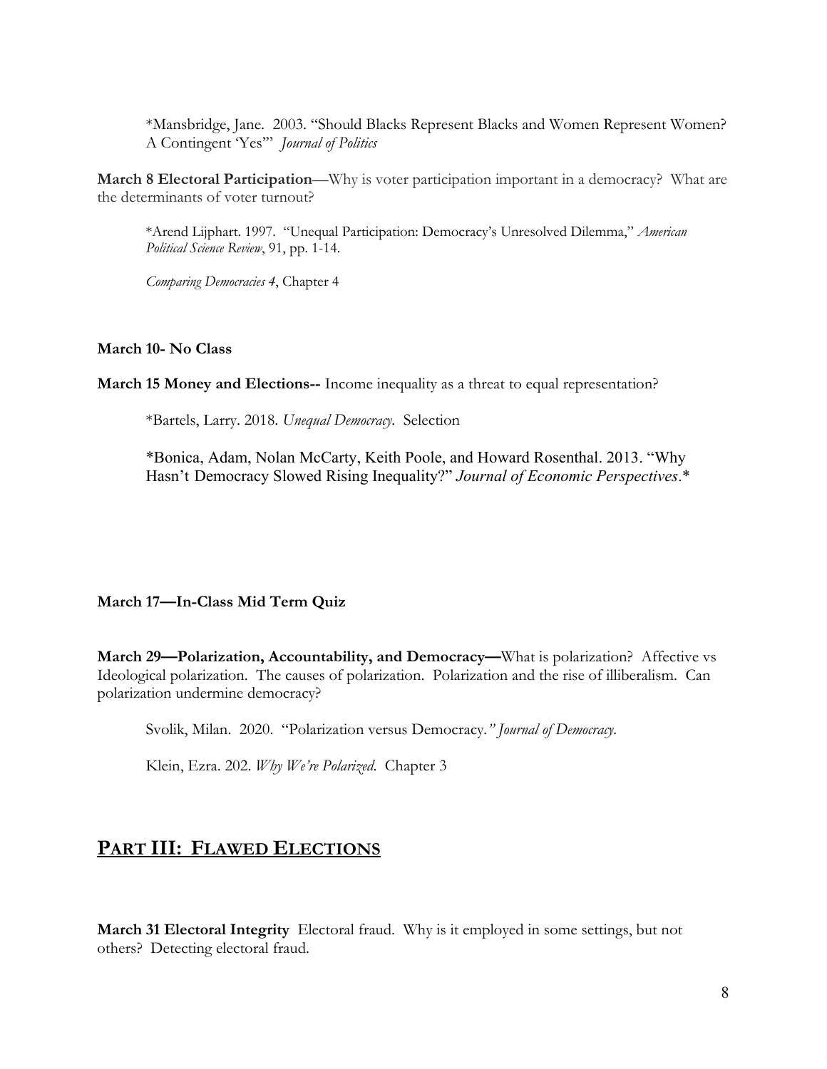*Mansbridge, Jane. 2003. "Should Blacks Represent Blacks and Women Represent Women? A Contingent 'Yes'" *Journal of Politics*

**March 8 Electoral Participation**—Why is voter participation important in a democracy? What are the determinants of voter turnout?

*Arend Lijphart. 1997. "Unequal Participation: Democracy's Unresolved Dilemma," *American Political Science Review*, 91, pp. 1-14.

*Comparing Democracies 4*, Chapter 4

**March 10- No Class**

**March 15 Money and Elections--** Income inequality as a threat to equal representation?

*Bartels, Larry. 2018. *Unequal Democracy*. Selection

*Bonica, Adam, Nolan McCarty, Keith Poole, and Howard Rosenthal. 2013. "Why Hasn't Democracy Slowed Rising Inequality?" *Journal of Economic Perspectives*.*

**March 17—In-Class Mid Term Quiz**

**March 29—Polarization, Accountability, and Democracy—**What is polarization? Affective vs Ideological polarization. The causes of polarization. Polarization and the rise of illiberalism. Can polarization undermine democracy?

Svolik, Milan. 2020. "Polarization versus Democracy*." Journal of Democracy*.

Klein, Ezra. 202. *Why We're Polarized*. Chapter 3

## PART III: FLAWED ELECTIONS

**March 31 Electoral Integrity** Electoral fraud. Why is it employed in some settings, but not others? Detecting electoral fraud.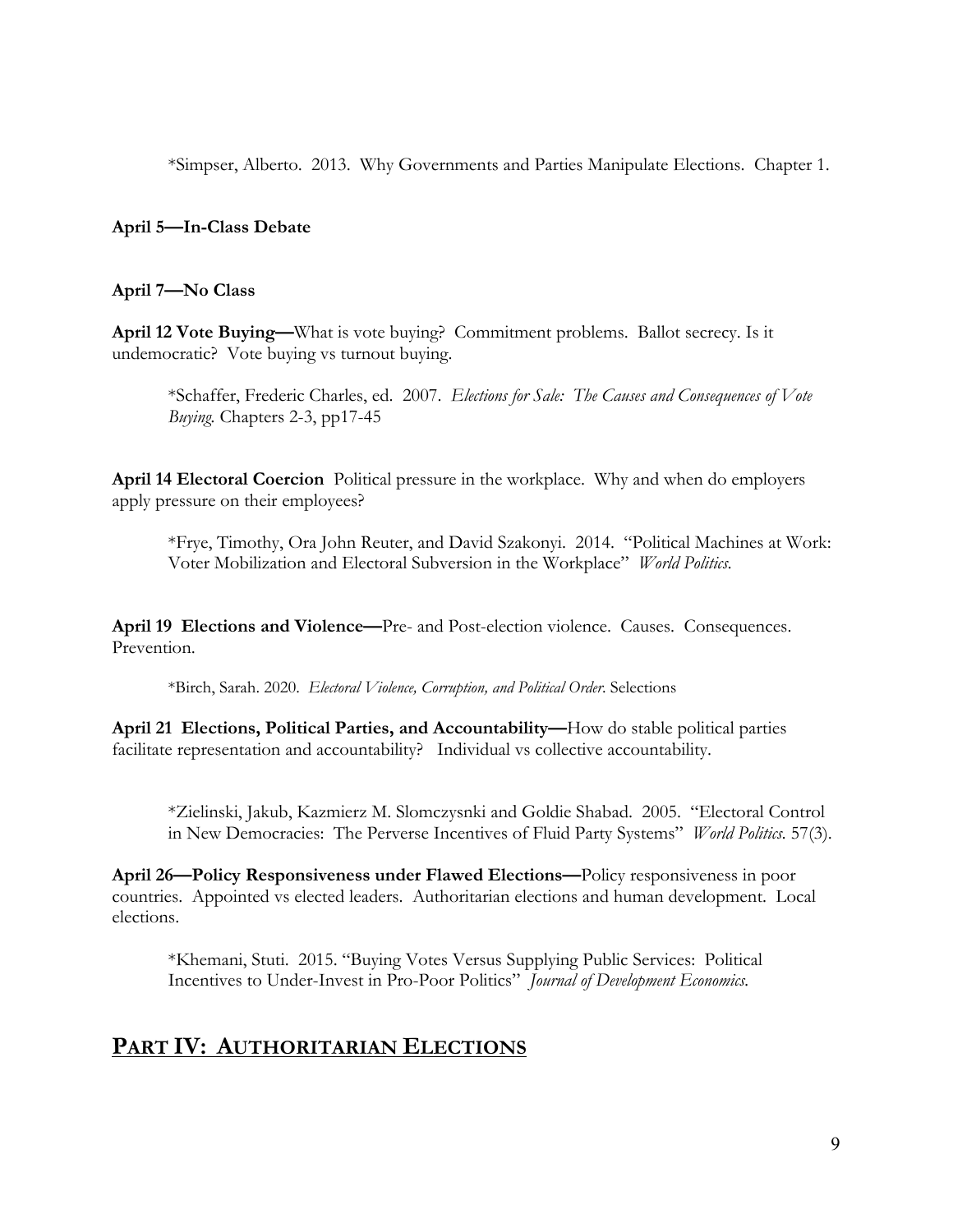*Simpser, Alberto. 2013. Why Governments and Parties Manipulate Elections. Chapter 1.

**April 5—In-Class Debate**

**April 7—No Class**

**April 12 Vote Buying—**What is vote buying? Commitment problems. Ballot secrecy. Is it undemocratic? Vote buying vs turnout buying.

> *Schaffer, Frederic Charles, ed. 2007. *Elections for Sale: The Causes and Consequences of Vote Buying.* Chapters 2-3, pp17-45

**April 14 Electoral Coercion** Political pressure in the workplace. Why and when do employers apply pressure on their employees?

> *Frye, Timothy, Ora John Reuter, and David Szakonyi. 2014. "Political Machines at Work: Voter Mobilization and Electoral Subversion in the Workplace" *World Politics.*

**April 19 Elections and Violence—**Pre- and Post-election violence. Causes. Consequences. Prevention.

> *Birch, Sarah. 2020. *Electoral Violence, Corruption, and Political Order.* Selections

**April 21 Elections, Political Parties, and Accountability—**How do stable political parties facilitate representation and accountability? Individual vs collective accountability.

> *Zielinski, Jakub, Kazmierz M. Slomczysnki and Goldie Shabad. 2005. "Electoral Control in New Democracies: The Perverse Incentives of Fluid Party Systems" *World Politics.* 57(3).

**April 26—Policy Responsiveness under Flawed Elections—**Policy responsiveness in poor countries. Appointed vs elected leaders. Authoritarian elections and human development. Local elections.

> *Khemani, Stuti. 2015. "Buying Votes Versus Supplying Public Services: Political Incentives to Under-Invest in Pro-Poor Politics" *Journal of Development Economics.*

## PART IV: AUTHORITARIAN ELECTIONS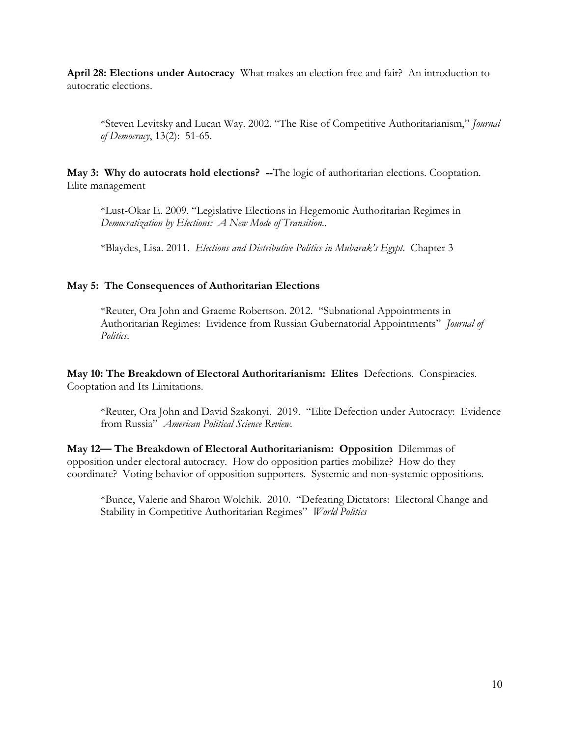**April 28: Elections under Autocracy** What makes an election free and fair? An introduction to autocratic elections.

> *Steven Levitsky and Lucan Way. 2002. "The Rise of Competitive Authoritarianism," *Journal of Democracy*, 13(2): 51-65.

**May 3: Why do autocrats hold elections? --**The logic of authoritarian elections. Cooptation. Elite management

> *Lust-Okar E. 2009. "Legislative Elections in Hegemonic Authoritarian Regimes in *Democratization by Elections: A New Mode of Transition.*.
>
> *Blaydes, Lisa. 2011. *Elections and Distributive Politics in Mubarak's Egypt*. Chapter 3

**May 5: The Consequences of Authoritarian Elections**

> *Reuter, Ora John and Graeme Robertson. 2012. "Subnational Appointments in Authoritarian Regimes: Evidence from Russian Gubernatorial Appointments" *Journal of Politics*.

**May 10: The Breakdown of Electoral Authoritarianism: Elites** Defections. Conspiracies. Cooptation and Its Limitations.

> *Reuter, Ora John and David Szakonyi. 2019. "Elite Defection under Autocracy: Evidence from Russia" *American Political Science Review*.

**May 12— The Breakdown of Electoral Authoritarianism: Opposition** Dilemmas of opposition under electoral autocracy. How do opposition parties mobilize? How do they coordinate? Voting behavior of opposition supporters. Systemic and non-systemic oppositions.

> *Bunce, Valerie and Sharon Wolchik. 2010. "Defeating Dictators: Electoral Change and Stability in Competitive Authoritarian Regimes" *World Politics*